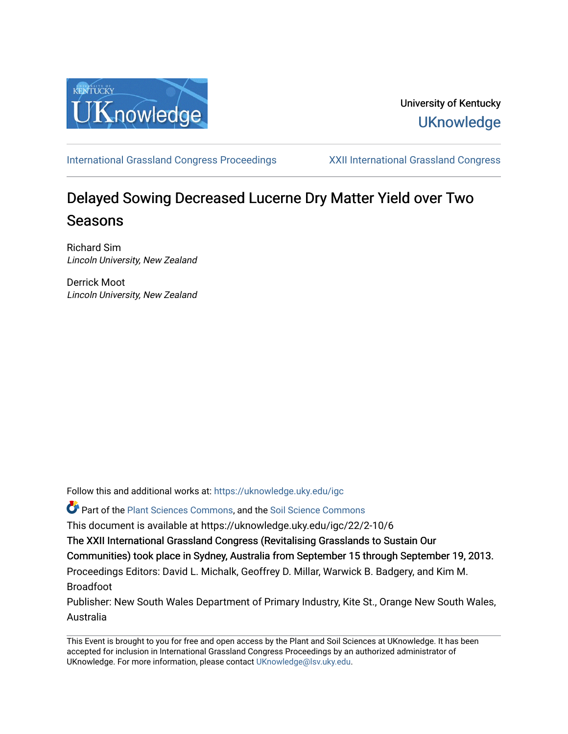University of Kentucky
UKnowledge

International Grassland Congress Proceedings | XXII International Grassland Congress

# Delayed Sowing Decreased Lucerne Dry Matter Yield over Two Seasons

Richard Sim
*Lincoln University, New Zealand*

Derrick Moot
*Lincoln University, New Zealand*

Follow this and additional works at: https://uknowledge.uky.edu/igc

Part of the Plant Sciences Commons, and the Soil Science Commons

This document is available at https://uknowledge.uky.edu/igc/22/2-10/6

The XXII International Grassland Congress (Revitalising Grasslands to Sustain Our Communities) took place in Sydney, Australia from September 15 through September 19, 2013.

Proceedings Editors: David L. Michalk, Geoffrey D. Millar, Warwick B. Badgery, and Kim M. Broadfoot

Publisher: New South Wales Department of Primary Industry, Kite St., Orange New South Wales, Australia

This Event is brought to you for free and open access by the Plant and Soil Sciences at UKnowledge. It has been accepted for inclusion in International Grassland Congress Proceedings by an authorized administrator of UKnowledge. For more information, please contact UKnowledge@lsv.uky.edu.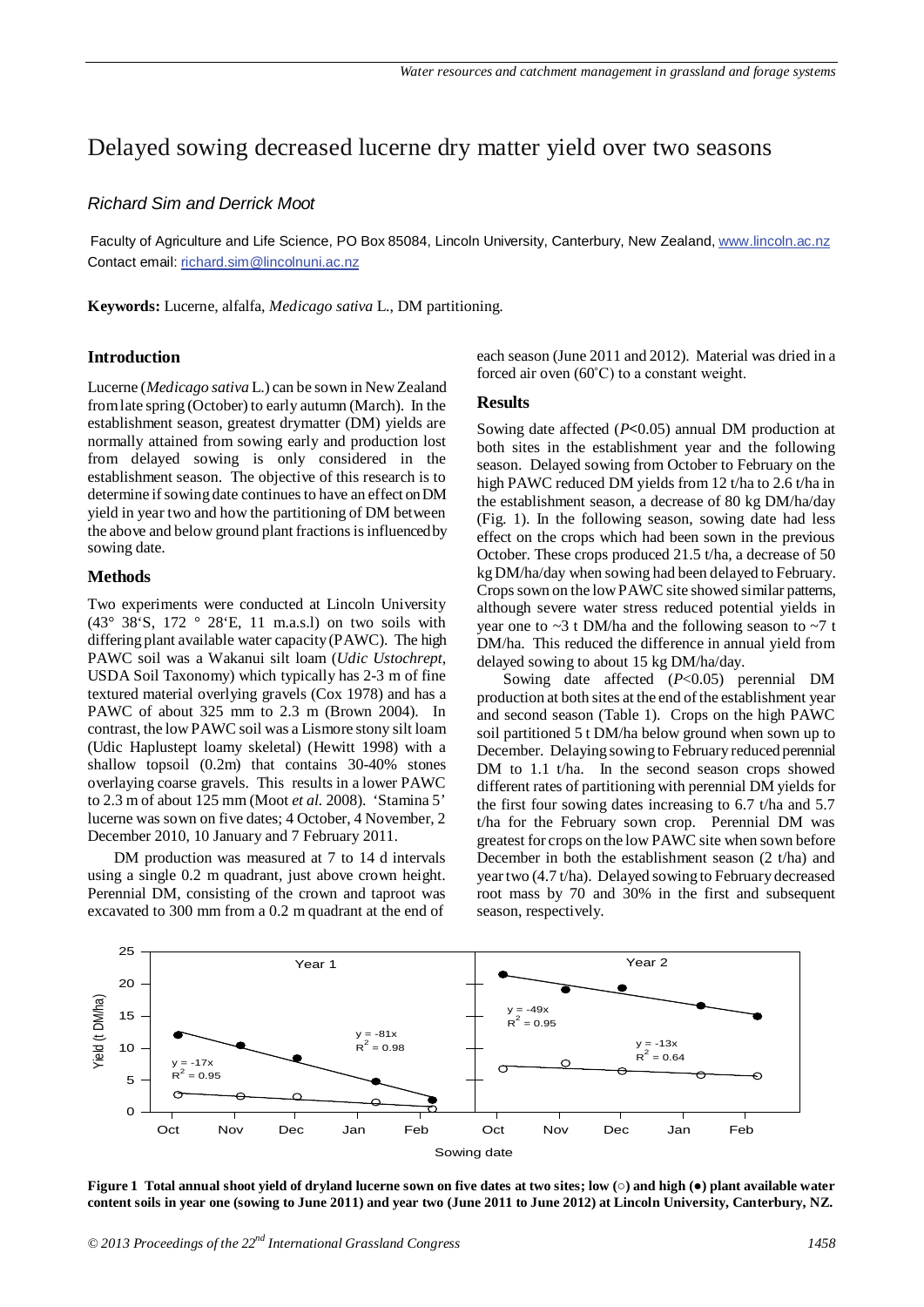# Delayed sowing decreased lucerne dry matter yield over two seasons

*Richard Sim and Derrick Moot*

Faculty of Agriculture and Life Science, PO Box 85084, Lincoln University, Canterbury, New Zealand, www.lincoln.ac.nz
Contact email: richard.sim@lincolnuni.ac.nz

**Keywords:** Lucerne, alfalfa, *Medicago sativa* L., DM partitioning.

## Introduction

Lucerne (*Medicago sativa* L.) can be sown in New Zealand from late spring (October) to early autumn (March). In the establishment season, greatest drymatter (DM) yields are normally attained from sowing early and production lost from delayed sowing is only considered in the establishment season. The objective of this research is to determine if sowing date continues to have an effect on DM yield in year two and how the partitioning of DM between the above and below ground plant fractions is influenced by sowing date.

## Methods

Two experiments were conducted at Lincoln University (43° 38'S, 172 ° 28'E, 11 m.a.s.l) on two soils with differing plant available water capacity (PAWC). The high PAWC soil was a Wakanui silt loam (*Udic Ustochrept*, USDA Soil Taxonomy) which typically has 2-3 m of fine textured material overlying gravels (Cox 1978) and has a PAWC of about 325 mm to 2.3 m (Brown 2004). In contrast, the low PAWC soil was a Lismore stony silt loam (Udic Haplustept loamy skeletal) (Hewitt 1998) with a shallow topsoil (0.2m) that contains 30-40% stones overlaying coarse gravels. This results in a lower PAWC to 2.3 m of about 125 mm (Moot *et al.* 2008). 'Stamina 5' lucerne was sown on five dates; 4 October, 4 November, 2 December 2010, 10 January and 7 February 2011.

DM production was measured at 7 to 14 d intervals using a single 0.2 m quadrant, just above crown height. Perennial DM, consisting of the crown and taproot was excavated to 300 mm from a 0.2 m quadrant at the end of each season (June 2011 and 2012). Material was dried in a forced air oven (60˚C) to a constant weight.

## Results

Sowing date affected ($P$<0.05) annual DM production at both sites in the establishment year and the following season. Delayed sowing from October to February on the high PAWC reduced DM yields from 12 t/ha to 2.6 t/ha in the establishment season, a decrease of 80 kg DM/ha/day (Fig. 1). In the following season, sowing date had less effect on the crops which had been sown in the previous October. These crops produced 21.5 t/ha, a decrease of 50 kg DM/ha/day when sowing had been delayed to February. Crops sown on the low PAWC site showed similar patterns, although severe water stress reduced potential yields in year one to ~3 t DM/ha and the following season to ~7 t DM/ha. This reduced the difference in annual yield from delayed sowing to about 15 kg DM/ha/day.

Sowing date affected ($P$<0.05) perennial DM production at both sites at the end of the establishment year and second season (Table 1). Crops on the high PAWC soil partitioned 5 t DM/ha below ground when sown up to December. Delaying sowing to February reduced perennial DM to 1.1 t/ha. In the second season crops showed different rates of partitioning with perennial DM yields for the first four sowing dates increasing to 6.7 t/ha and 5.7 t/ha for the February sown crop. Perennial DM was greatest for crops on the low PAWC site when sown before December in both the establishment season (2 t/ha) and year two (4.7 t/ha). Delayed sowing to February decreased root mass by 70 and 30% in the first and subsequent season, respectively.

**Figure 1 Total annual shoot yield of dryland lucerne sown on five dates at two sites; low (○) and high (●) plant available water content soils in year one (sowing to June 2011) and year two (June 2011 to June 2012) at Lincoln University, Canterbury, NZ.**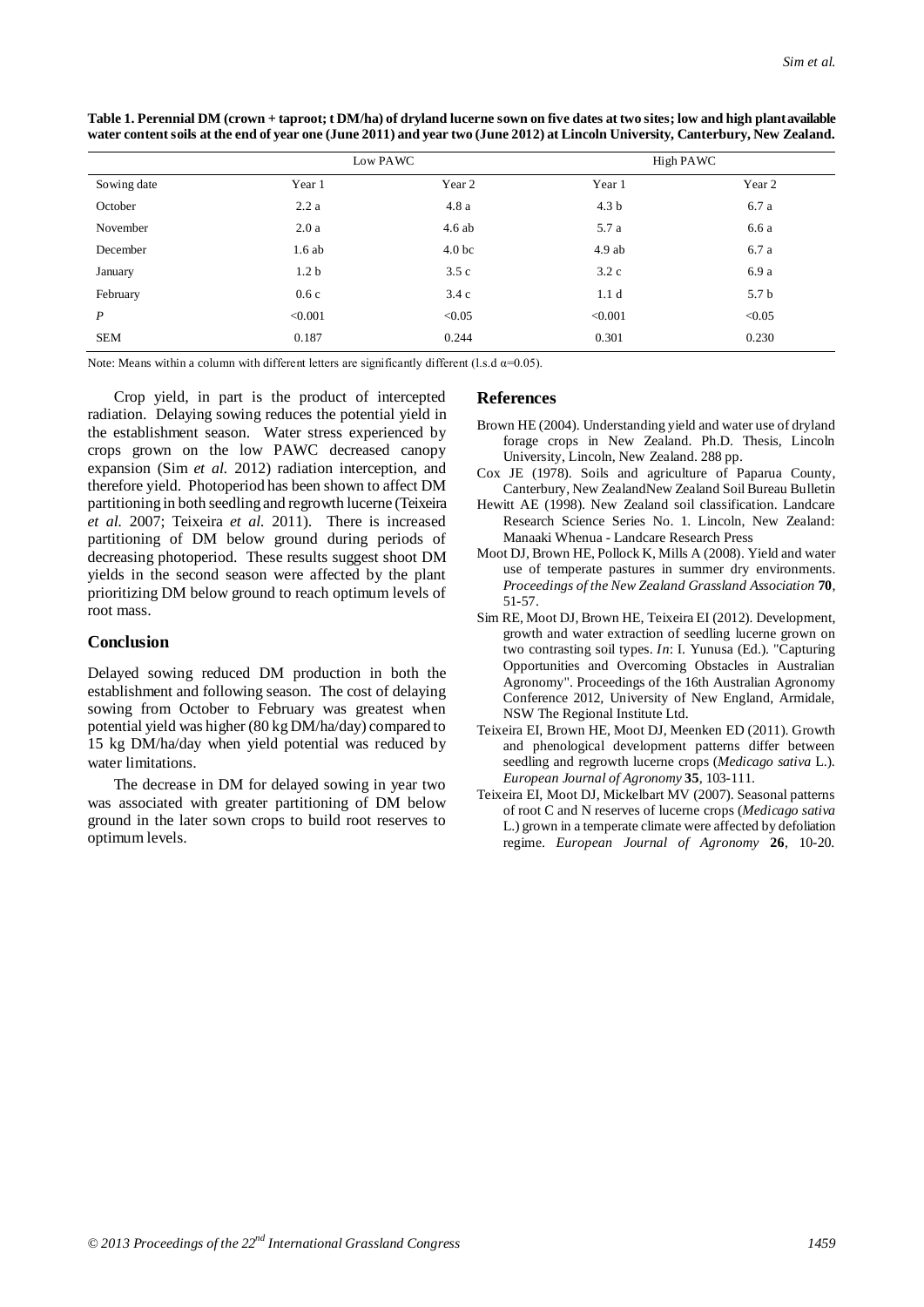**Table 1. Perennial DM (crown + taproot; t DM/ha) of dryland lucerne sown on five dates at two sites; low and high plant available water content soils at the end of year one (June 2011) and year two (June 2012) at Lincoln University, Canterbury, New Zealand.**

| | Low PAWC | | High PAWC | |
|---|---|---|---|---|
| Sowing date | Year 1 | Year 2 | Year 1 | Year 2 |
| October | 2.2 a | 4.8 a | 4.3 b | 6.7 a |
| November | 2.0 a | 4.6 ab | 5.7 a | 6.6 a |
| December | 1.6 ab | 4.0 bc | 4.9 ab | 6.7 a |
| January | 1.2 b | 3.5 c | 3.2 c | 6.9 a |
| February | 0.6 c | 3.4 c | 1.1 d | 5.7 b |
| *P* | <0.001 | <0.05 | <0.001 | <0.05 |
| SEM | 0.187 | 0.244 | 0.301 | 0.230 |

Note: Means within a column with different letters are significantly different (l.s.d $\alpha$=0.05).

Crop yield, in part is the product of intercepted radiation. Delaying sowing reduces the potential yield in the establishment season. Water stress experienced by crops grown on the low PAWC decreased canopy expansion (Sim *et al.* 2012) radiation interception, and therefore yield. Photoperiod has been shown to affect DM partitioning in both seedling and regrowth lucerne (Teixeira *et al.* 2007; Teixeira *et al.* 2011). There is increased partitioning of DM below ground during periods of decreasing photoperiod. These results suggest shoot DM yields in the second season were affected by the plant prioritizing DM below ground to reach optimum levels of root mass.

## Conclusion

Delayed sowing reduced DM production in both the establishment and following season. The cost of delaying sowing from October to February was greatest when potential yield was higher (80 kg DM/ha/day) compared to 15 kg DM/ha/day when yield potential was reduced by water limitations.

The decrease in DM for delayed sowing in year two was associated with greater partitioning of DM below ground in the later sown crops to build root reserves to optimum levels.

## References

Brown HE (2004). Understanding yield and water use of dryland forage crops in New Zealand. Ph.D. Thesis, Lincoln University, Lincoln, New Zealand. 288 pp.

Cox JE (1978). Soils and agriculture of Paparua County, Canterbury, New ZealandNew Zealand Soil Bureau Bulletin

Hewitt AE (1998). New Zealand soil classification. Landcare Research Science Series No. 1. Lincoln, New Zealand: Manaaki Whenua - Landcare Research Press

Moot DJ, Brown HE, Pollock K, Mills A (2008). Yield and water use of temperate pastures in summer dry environments. *Proceedings of the New Zealand Grassland Association* **70**, 51-57.

Sim RE, Moot DJ, Brown HE, Teixeira EI (2012). Development, growth and water extraction of seedling lucerne grown on two contrasting soil types. *In*: I. Yunusa (Ed.). "Capturing Opportunities and Overcoming Obstacles in Australian Agronomy". Proceedings of the 16th Australian Agronomy Conference 2012, University of New England, Armidale, NSW The Regional Institute Ltd.

Teixeira EI, Brown HE, Moot DJ, Meenken ED (2011). Growth and phenological development patterns differ between seedling and regrowth lucerne crops (*Medicago sativa* L.). *European Journal of Agronomy* **35**, 103-111.

Teixeira EI, Moot DJ, Mickelbart MV (2007). Seasonal patterns of root C and N reserves of lucerne crops (*Medicago sativa* L.) grown in a temperate climate were affected by defoliation regime. *European Journal of Agronomy* **26**, 10-20.